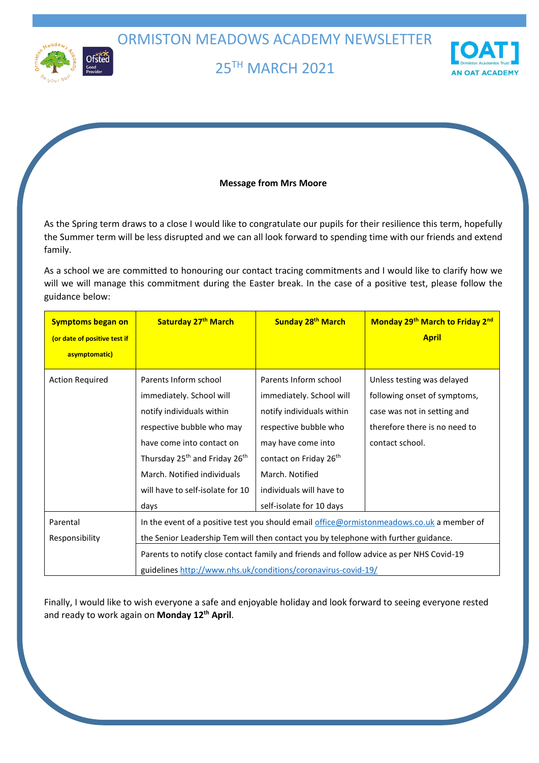# ORMISTON MEADOWS ACADEMY NEWSLETTER

# 25TH MARCH 2021

**Message from Mrs Moore**

As the Spring term draws to a close I would like to congratulate our pupils for their resilience this term, hopefully the Summer term will be less disrupted and we can all look forward to spending time with our friends and extend family.

As a school we are committed to honouring our contact tracing commitments and I would like to clarify how we will we will manage this commitment during the Easter break. In the case of a positive test, please follow the guidance below:

| **Symptoms began on** **(or date of positive test if asymptomatic)** | **Saturday 27th March** | **Sunday 28th March** | **Monday 29th March to Friday 2nd April** |
|---|---|---|---|
| Action Required | Parents Inform school immediately. School will notify individuals within respective bubble who may have come into contact on Thursday 25th and Friday 26th March. Notified individuals will have to self-isolate for 10 days | Parents Inform school immediately. School will notify individuals within respective bubble who may have come into contact on Friday 26th March. Notified individuals will have to self-isolate for 10 days | Unless testing was delayed following onset of symptoms, case was not in setting and therefore there is no need to contact school. |
| Parental Responsibility | In the event of a positive test you should email office@ormistonmeadows.co.uk a member of the Senior Leadership Tem will then contact you by telephone with further guidance. | | |
| | Parents to notify close contact family and friends and follow advice as per NHS Covid-19 guidelines http://www.nhs.uk/conditions/coronavirus-covid-19/ | | |

Finally, I would like to wish everyone a safe and enjoyable holiday and look forward to seeing everyone rested and ready to work again on **Monday 12th April**.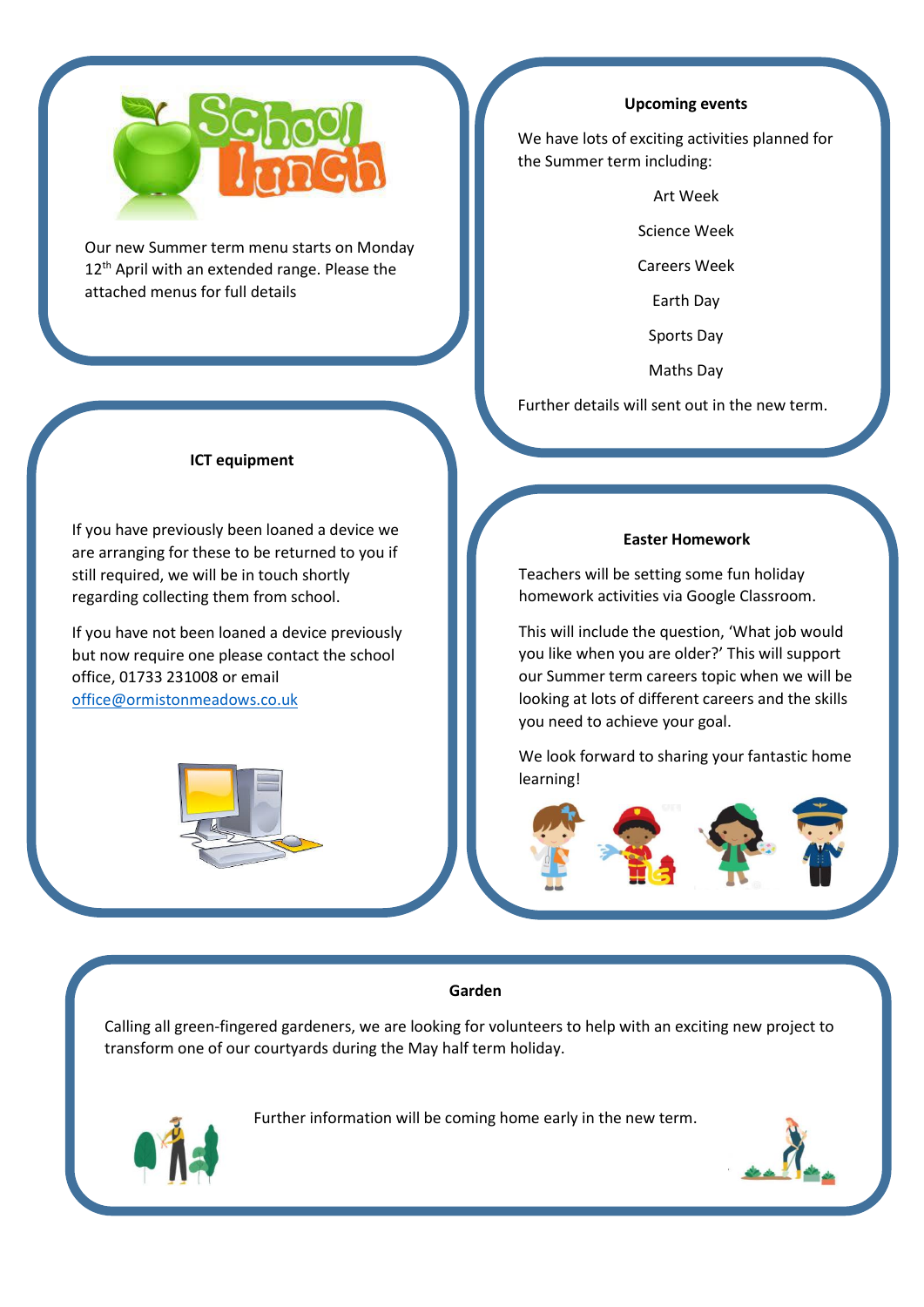Our new Summer term menu starts on Monday 12th April with an extended range. Please the attached menus for full details

## Upcoming events

We have lots of exciting activities planned for the Summer term including:

Art Week

Science Week

Careers Week

Earth Day

Sports Day

Maths Day

Further details will sent out in the new term.

## ICT equipment

If you have previously been loaned a device we are arranging for these to be returned to you if still required, we will be in touch shortly regarding collecting them from school.

If you have not been loaned a device previously but now require one please contact the school office, 01733 231008 or email office@ormistonmeadows.co.uk

## Easter Homework

Teachers will be setting some fun holiday homework activities via Google Classroom.

This will include the question, 'What job would you like when you are older?' This will support our Summer term careers topic when we will be looking at lots of different careers and the skills you need to achieve your goal.

We look forward to sharing your fantastic home learning!

## Garden

Calling all green-fingered gardeners, we are looking for volunteers to help with an exciting new project to transform one of our courtyards during the May half term holiday.

Further information will be coming home early in the new term.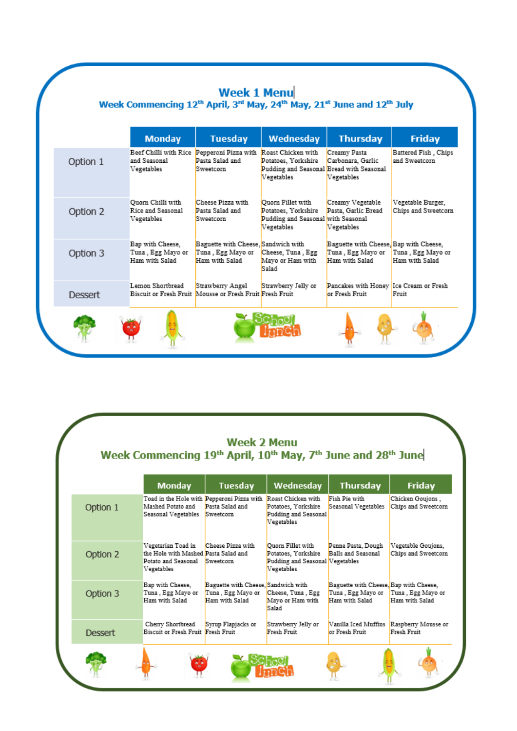# Week 1 Menu

## Week Commencing 12th April, 3rd May, 24th May, 21st June and 12th July

| | Monday | Tuesday | Wednesday | Thursday | Friday |
|---|---|---|---|---|---|
| Option 1 | Beef Chilli with Rice and Seasonal Vegetables | Pepperoni Pizza with Pasta Salad and Sweetcorn | Roast Chicken with Potatoes, Yorkshire Pudding and Seasonal Vegetables | Creamy Pasta Carbonara, Garlic Bread with Seasonal Vegetables | Battered Fish , Chips and Sweetcorn |
| Option 2 | Quorn Chilli with Rice and Seasonal Vegetables | Cheese Pizza with Pasta Salad and Sweetcorn | Quorn Fillet with Potatoes, Yorkshire Pudding and Seasonal Vegetables | Creamy Vegetable Pasta, Garlic Bread with Seasonal Vegetables | Vegetable Burger, Chips and Sweetcorn |
| Option 3 | Bap with Cheese, Tuna , Egg Mayo or Ham with Salad | Baguette with Cheese, Tuna , Egg Mayo or Ham with Salad | Sandwich with Cheese, Tuna , Egg Mayo or Ham with Salad | Baguette with Cheese, Tuna , Egg Mayo or Ham with Salad | Bap with Cheese, Tuna , Egg Mayo or Ham with Salad |
| Dessert | Lemon Shortbread Biscuit or Fresh Fruit | Strawberry Angel Mousse or Fresh Fruit | Strawberry Jelly or Fresh Fruit | Pancakes with Honey or Fresh Fruit | Ice Cream or Fresh Fruit |

School Lunch

# Week 2 Menu

## Week Commencing 19th April, 10th May, 7th June and 28th June

| | Monday | Tuesday | Wednesday | Thursday | Friday |
|---|---|---|---|---|---|
| Option 1 | Toad in the Hole with Mashed Potato and Seasonal Vegetables | Pepperoni Pizza with Pasta Salad and Sweetcorn | Roast Chicken with Potatoes, Yorkshire Pudding and Seasonal Vegetables | Fish Pie with Seasonal Vegetables | Chicken Goujons , Chips and Sweetcorn |
| Option 2 | Vegetarian Toad in the Hole with Mashed Potato and Seasonal Vegetables | Cheese Pizza with Pasta Salad and Sweetcorn | Quorn Fillet with Potatoes, Yorkshire Pudding and Seasonal Vegetables | Penne Pasta, Dough Balls and Seasonal Vegetables | Vegetable Goujons, Chips and Sweetcorn |
| Option 3 | Bap with Cheese, Tuna , Egg Mayo or Ham with Salad | Baguette with Cheese, Tuna , Egg Mayo or Ham with Salad | Sandwich with Cheese, Tuna , Egg Mayo or Ham with Salad | Baguette with Cheese, Tuna , Egg Mayo or Ham with Salad | Bap with Cheese, Tuna , Egg Mayo or Ham with Salad |
| Dessert | Cherry Shortbread Biscuit or Fresh Fruit | Syrup Flapjacks or Fresh Fruit | Strawberry Jelly or Fresh Fruit | Vanilla Iced Muffins or Fresh Fruit | Raspberry Mousse or Fresh Fruit |

School Lunch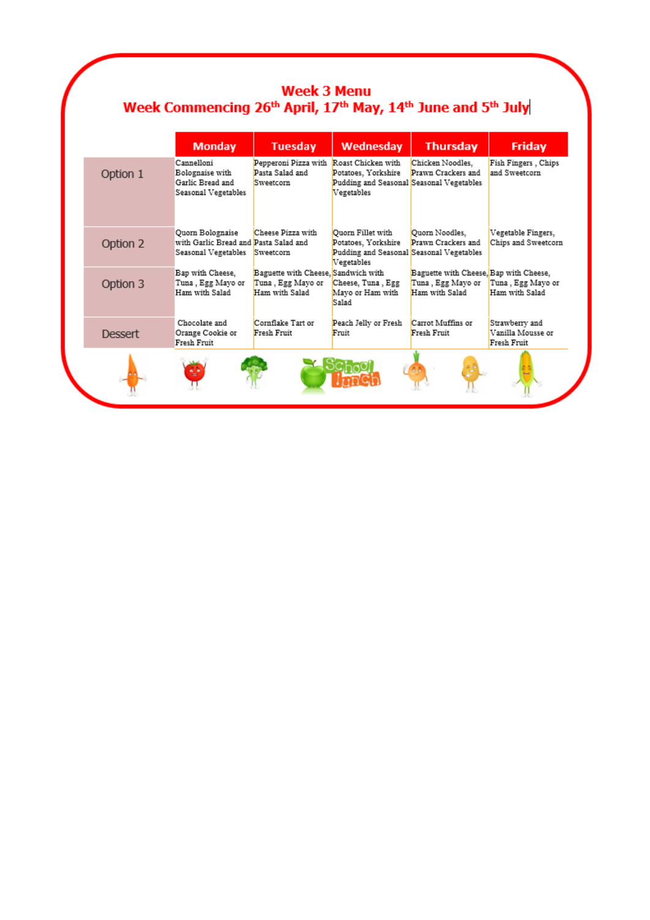# Week 3 Menu

## Week Commencing 26th April, 17th May, 14th June and 5th July

| | Monday | Tuesday | Wednesday | Thursday | Friday |
|---|---|---|---|---|---|
| Option 1 | Cannelloni Bolognaise with Garlic Bread and Seasonal Vegetables | Pepperoni Pizza with Pasta Salad and Sweetcorn | Roast Chicken with Potatoes, Yorkshire Pudding and Seasonal Vegetables | Chicken Noodles, Prawn Crackers and Seasonal Vegetables | Fish Fingers , Chips and Sweetcorn |
| Option 2 | Quorn Bolognaise with Garlic Bread and Seasonal Vegetables | Cheese Pizza with Pasta Salad and Sweetcorn | Quorn Fillet with Potatoes, Yorkshire Pudding and Seasonal Vegetables | Quorn Noodles, Prawn Crackers and Seasonal Vegetables | Vegetable Fingers, Chips and Sweetcorn |
| Option 3 | Bap with Cheese, Tuna , Egg Mayo or Ham with Salad | Baguette with Cheese, Tuna , Egg Mayo or Ham with Salad | Sandwich with Cheese, Tuna , Egg Mayo or Ham with Salad | Baguette with Cheese, Tuna , Egg Mayo or Ham with Salad | Bap with Cheese, Tuna , Egg Mayo or Ham with Salad |
| Dessert | Chocolate and Orange Cookie or Fresh Fruit | Cornflake Tart or Fresh Fruit | Peach Jelly or Fresh Fruit | Carrot Muffins or Fresh Fruit | Strawberry and Vanilla Mousse or Fresh Fruit |

School lunch